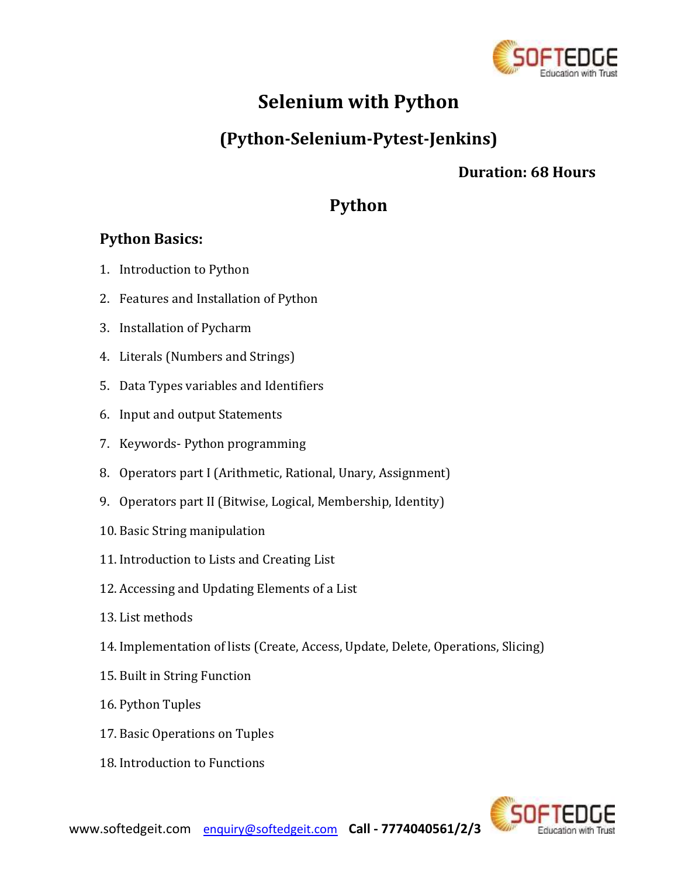# Selenium with Python

## (Python-Selenium-Pytest-Jenkins)

**Duration: 68 Hours**

## Python

### Python Basics:

1. Introduction to Python
2. Features and Installation of Python
3. Installation of Pycharm
4. Literals (Numbers and Strings)
5. Data Types variables and Identifiers
6. Input and output Statements
7. Keywords- Python programming
8. Operators part I (Arithmetic, Rational, Unary, Assignment)
9. Operators part II (Bitwise, Logical, Membership, Identity)
10. Basic String manipulation
11. Introduction to Lists and Creating List
12. Accessing and Updating Elements of a List
13. List methods
14. Implementation of lists (Create, Access, Update, Delete, Operations, Slicing)
15. Built in String Function
16. Python Tuples
17. Basic Operations on Tuples
18. Introduction to Functions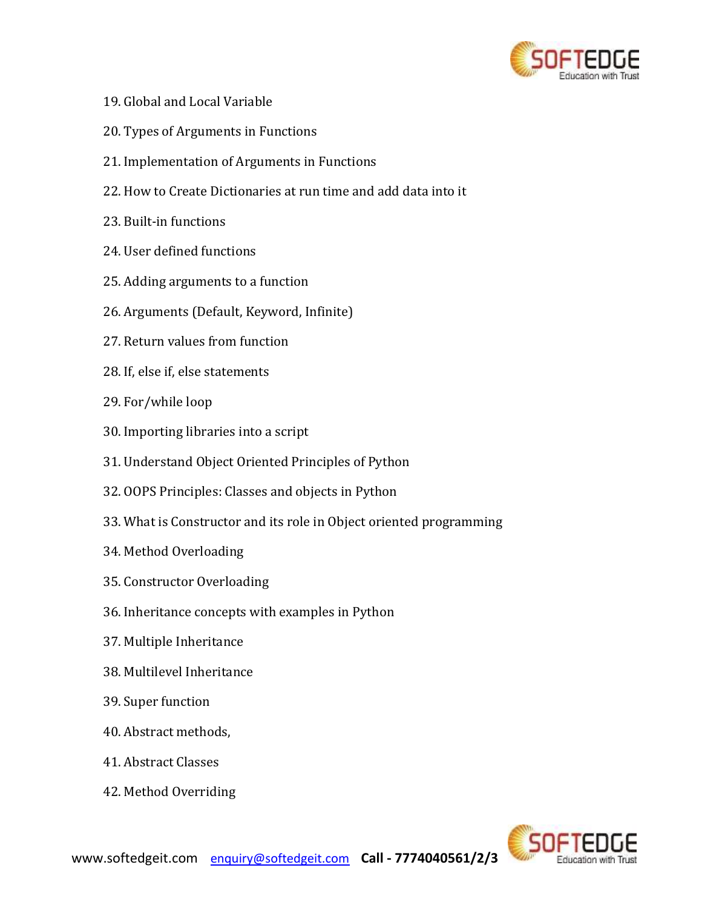19. Global and Local Variable
20. Types of Arguments in Functions
21. Implementation of Arguments in Functions
22. How to Create Dictionaries at run time and add data into it
23. Built-in functions
24. User defined functions
25. Adding arguments to a function
26. Arguments (Default, Keyword, Infinite)
27. Return values from function
28. If, else if, else statements
29. For/while loop
30. Importing libraries into a script
31. Understand Object Oriented Principles of Python
32. OOPS Principles: Classes and objects in Python
33. What is Constructor and its role in Object oriented programming
34. Method Overloading
35. Constructor Overloading
36. Inheritance concepts with examples in Python
37. Multiple Inheritance
38. Multilevel Inheritance
39. Super function
40. Abstract methods,
41. Abstract Classes
42. Method Overriding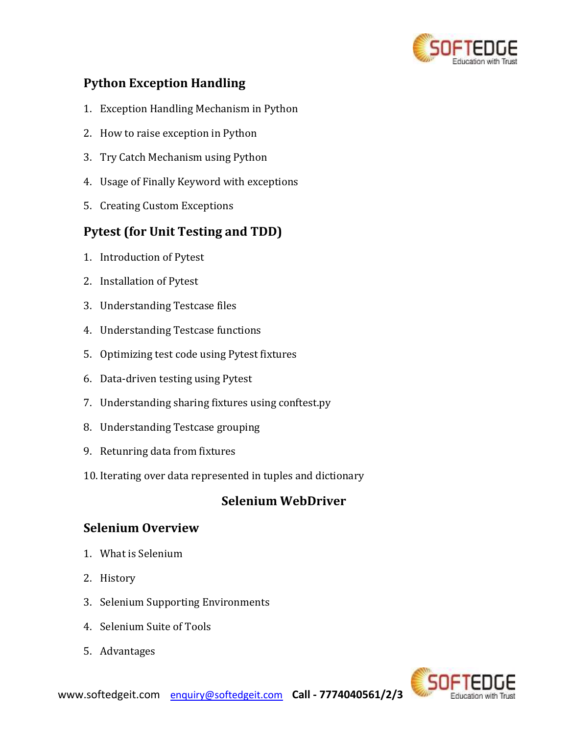## Python Exception Handling

1. Exception Handling Mechanism in Python
2. How to raise exception in Python
3. Try Catch Mechanism using Python
4. Usage of Finally Keyword with exceptions
5. Creating Custom Exceptions

## Pytest (for Unit Testing and TDD)

1. Introduction of Pytest
2. Installation of Pytest
3. Understanding Testcase files
4. Understanding Testcase functions
5. Optimizing test code using Pytest fixtures
6. Data-driven testing using Pytest
7. Understanding sharing fixtures using conftest.py
8. Understanding Testcase grouping
9. Retunring data from fixtures
10. Iterating over data represented in tuples and dictionary

# Selenium WebDriver

## Selenium Overview

1. What is Selenium
2. History
3. Selenium Supporting Environments
4. Selenium Suite of Tools
5. Advantages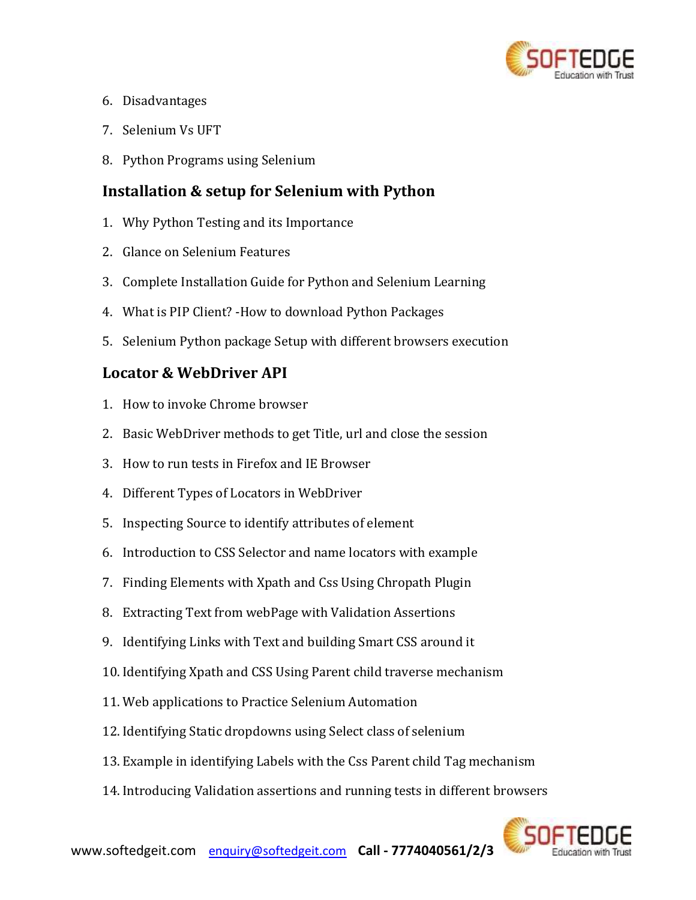6. Disadvantages
7. Selenium Vs UFT
8. Python Programs using Selenium

### Installation & setup for Selenium with Python

1. Why Python Testing and its Importance
2. Glance on Selenium Features
3. Complete Installation Guide for Python and Selenium Learning
4. What is PIP Client? -How to download Python Packages
5. Selenium Python package Setup with different browsers execution

### Locator & WebDriver API

1. How to invoke Chrome browser
2. Basic WebDriver methods to get Title, url and close the session
3. How to run tests in Firefox and IE Browser
4. Different Types of Locators in WebDriver
5. Inspecting Source to identify attributes of element
6. Introduction to CSS Selector and name locators with example
7. Finding Elements with Xpath and Css Using Chropath Plugin
8. Extracting Text from webPage with Validation Assertions
9. Identifying Links with Text and building Smart CSS around it
10. Identifying Xpath and CSS Using Parent child traverse mechanism
11. Web applications to Practice Selenium Automation
12. Identifying Static dropdowns using Select class of selenium
13. Example in identifying Labels with the Css Parent child Tag mechanism
14. Introducing Validation assertions and running tests in different browsers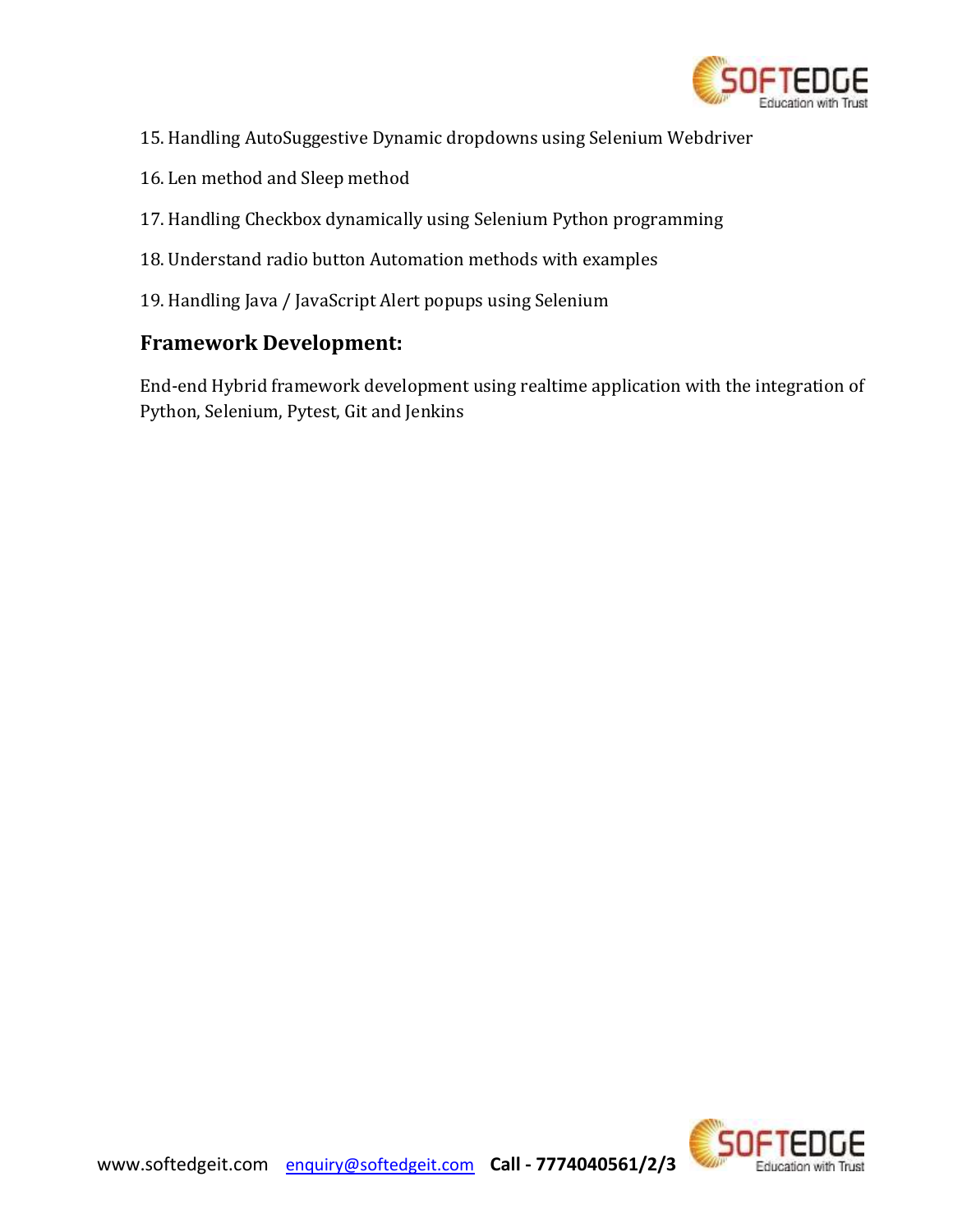15. Handling AutoSuggestive Dynamic dropdowns using Selenium Webdriver

16. Len method and Sleep method

17. Handling Checkbox dynamically using Selenium Python programming

18. Understand radio button Automation methods with examples

19. Handling Java / JavaScript Alert popups using Selenium

## Framework Development:

End-end Hybrid framework development using realtime application with the integration of Python, Selenium, Pytest, Git and Jenkins